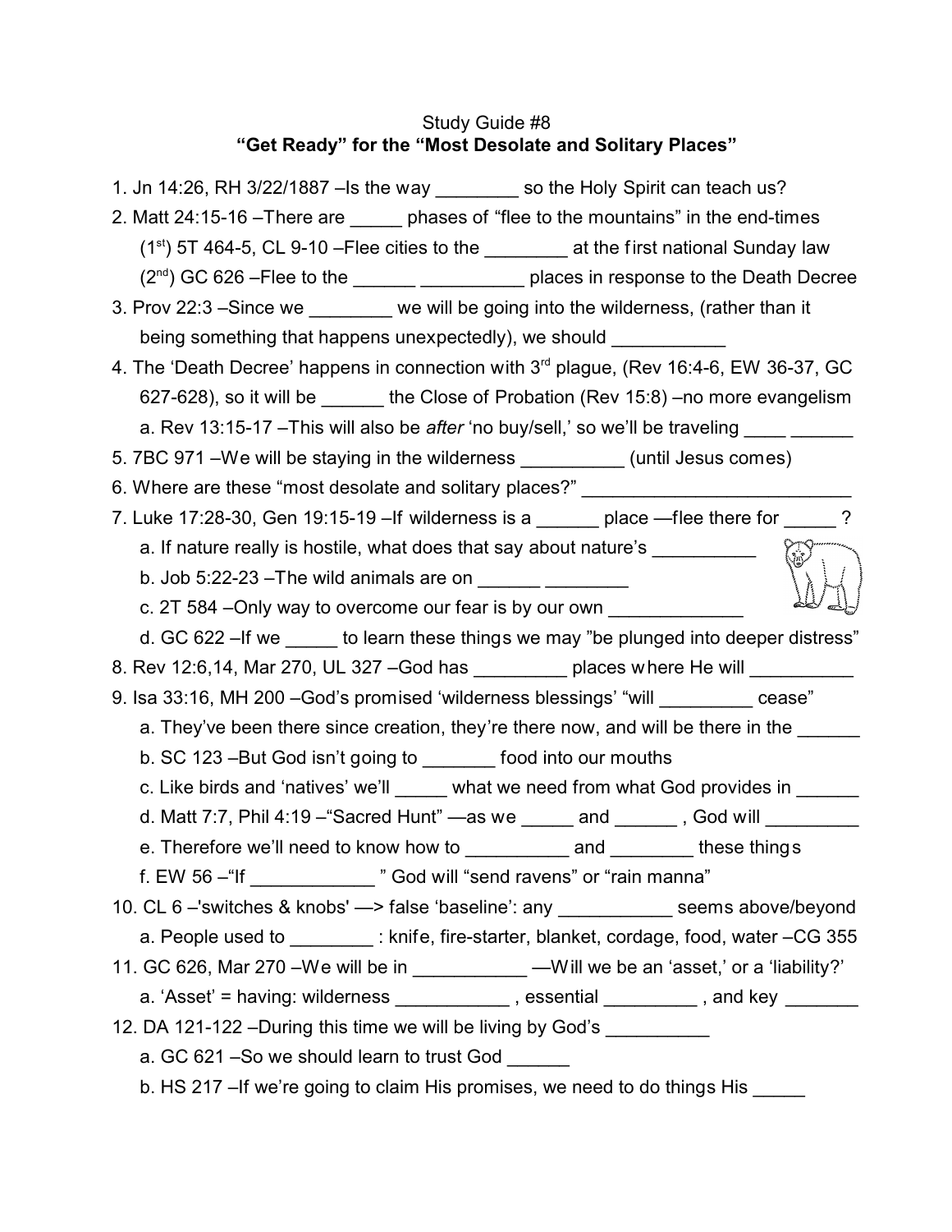Study Guide #8

**"Get Ready" for the "Most Desolate and Solitary Places"**

1. Jn 14:26, RH 3/22/1887 –Is the way ________ so the Holy Spirit can teach us?
2. Matt 24:15-16 –There are _____ phases of "flee to the mountains" in the end-times
   (1st) 5T 464-5, CL 9-10 –Flee cities to the ________ at the first national Sunday law
   (2nd) GC 626 –Flee to the ______ __________ places in response to the Death Decree
3. Prov 22:3 –Since we ________ we will be going into the wilderness, (rather than it being something that happens unexpectedly), we should ___________
4. The 'Death Decree' happens in connection with 3rd plague, (Rev 16:4-6, EW 36-37, GC 627-628), so it will be ______ the Close of Probation (Rev 15:8) –no more evangelism
   a. Rev 13:15-17 –This will also be *after* 'no buy/sell,' so we'll be traveling ____ ______
5. 7BC 971 –We will be staying in the wilderness __________ (until Jesus comes)
6. Where are these "most desolate and solitary places?" ___________________________
7. Luke 17:28-30, Gen 19:15-19 –If wilderness is a ______ place —flee there for _____ ?
   a. If nature really is hostile, what does that say about nature's __________
   b. Job 5:22-23 –The wild animals are on ______ ________
   c. 2T 584 –Only way to overcome our fear is by our own _____________
   d. GC 622 –If we _____ to learn these things we may "be plunged into deeper distress"
8. Rev 12:6,14, Mar 270, UL 327 –God has _________ places where He will __________
9. Isa 33:16, MH 200 –God's promised 'wilderness blessings' "will _________ cease"
   a. They've been there since creation, they're there now, and will be there in the ______
   b. SC 123 –But God isn't going to _______ food into our mouths
   c. Like birds and 'natives' we'll _____ what we need from what God provides in ______
   d. Matt 7:7, Phil 4:19 –"Sacred Hunt" —as we _____ and ______ , God will _________
   e. Therefore we'll need to know how to __________ and ________ these things
   f. EW 56 –"If ____________ " God will "send ravens" or "rain manna"
10. CL 6 –'switches & knobs' —> false 'baseline': any ___________ seems above/beyond
    a. People used to ________ : knife, fire-starter, blanket, cordage, food, water –CG 355
11. GC 626, Mar 270 –We will be in ___________ —Will we be an 'asset,' or a 'liability?'
    a. 'Asset' = having: wilderness ___________ , essential _________ , and key _______
12. DA 121-122 –During this time we will be living by God's __________
    a. GC 621 –So we should learn to trust God ______
    b. HS 217 –If we're going to claim His promises, we need to do things His _____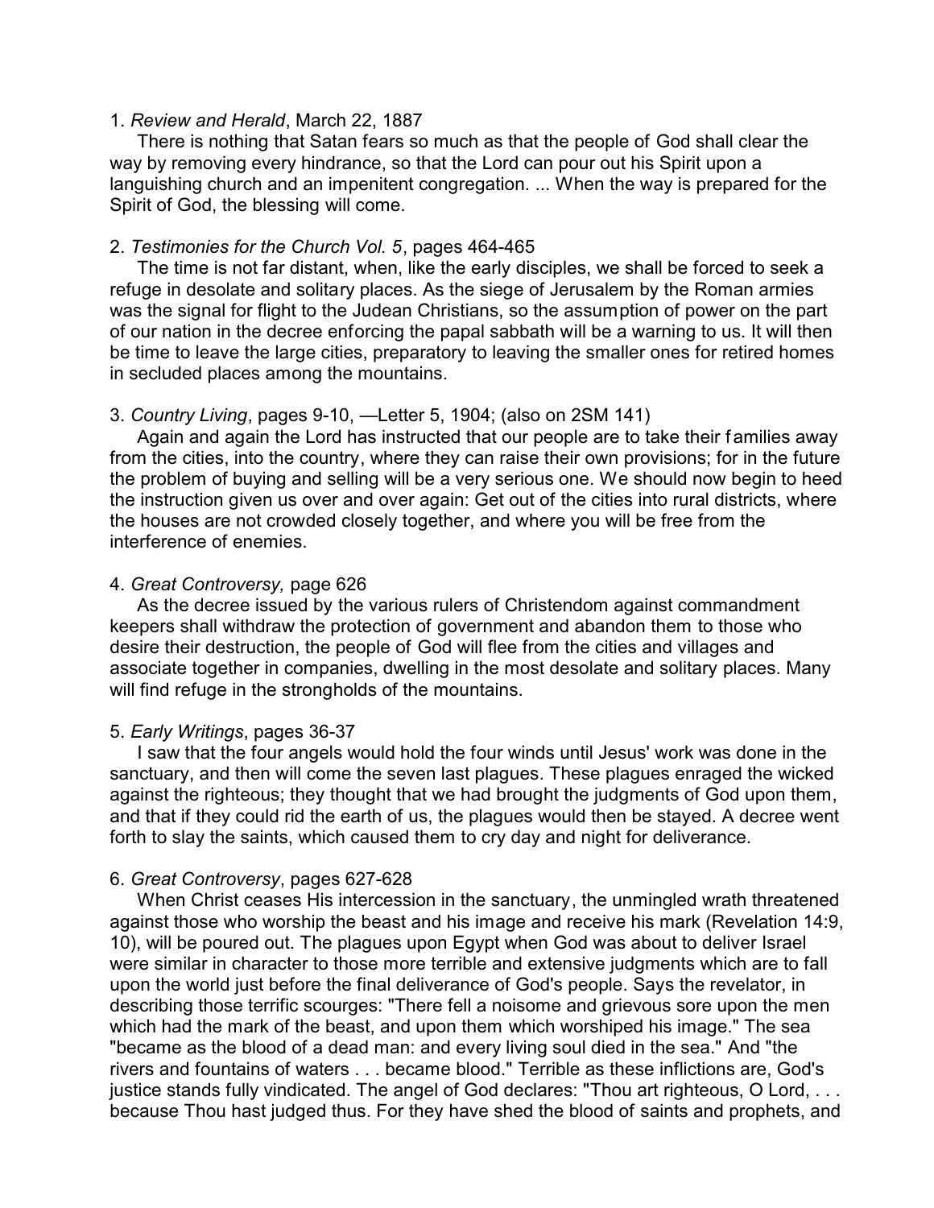1. *Review and Herald*, March 22, 1887

There is nothing that Satan fears so much as that the people of God shall clear the way by removing every hindrance, so that the Lord can pour out his Spirit upon a languishing church and an impenitent congregation. ... When the way is prepared for the Spirit of God, the blessing will come.

2. *Testimonies for the Church Vol. 5*, pages 464-465

The time is not far distant, when, like the early disciples, we shall be forced to seek a refuge in desolate and solitary places. As the siege of Jerusalem by the Roman armies was the signal for flight to the Judean Christians, so the assumption of power on the part of our nation in the decree enforcing the papal sabbath will be a warning to us. It will then be time to leave the large cities, preparatory to leaving the smaller ones for retired homes in secluded places among the mountains.

3. *Country Living*, pages 9-10, —Letter 5, 1904; (also on 2SM 141)

Again and again the Lord has instructed that our people are to take their families away from the cities, into the country, where they can raise their own provisions; for in the future the problem of buying and selling will be a very serious one. We should now begin to heed the instruction given us over and over again: Get out of the cities into rural districts, where the houses are not crowded closely together, and where you will be free from the interference of enemies.

4. *Great Controversy,* page 626

As the decree issued by the various rulers of Christendom against commandment keepers shall withdraw the protection of government and abandon them to those who desire their destruction, the people of God will flee from the cities and villages and associate together in companies, dwelling in the most desolate and solitary places. Many will find refuge in the strongholds of the mountains.

5. *Early Writings*, pages 36-37

I saw that the four angels would hold the four winds until Jesus' work was done in the sanctuary, and then will come the seven last plagues. These plagues enraged the wicked against the righteous; they thought that we had brought the judgments of God upon them, and that if they could rid the earth of us, the plagues would then be stayed. A decree went forth to slay the saints, which caused them to cry day and night for deliverance.

6. *Great Controversy*, pages 627-628

When Christ ceases His intercession in the sanctuary, the unmingled wrath threatened against those who worship the beast and his image and receive his mark (Revelation 14:9, 10), will be poured out. The plagues upon Egypt when God was about to deliver Israel were similar in character to those more terrible and extensive judgments which are to fall upon the world just before the final deliverance of God's people. Says the revelator, in describing those terrific scourges: "There fell a noisome and grievous sore upon the men which had the mark of the beast, and upon them which worshiped his image." The sea "became as the blood of a dead man: and every living soul died in the sea." And "the rivers and fountains of waters . . . became blood." Terrible as these inflictions are, God's justice stands fully vindicated. The angel of God declares: "Thou art righteous, O Lord, . . . because Thou hast judged thus. For they have shed the blood of saints and prophets, and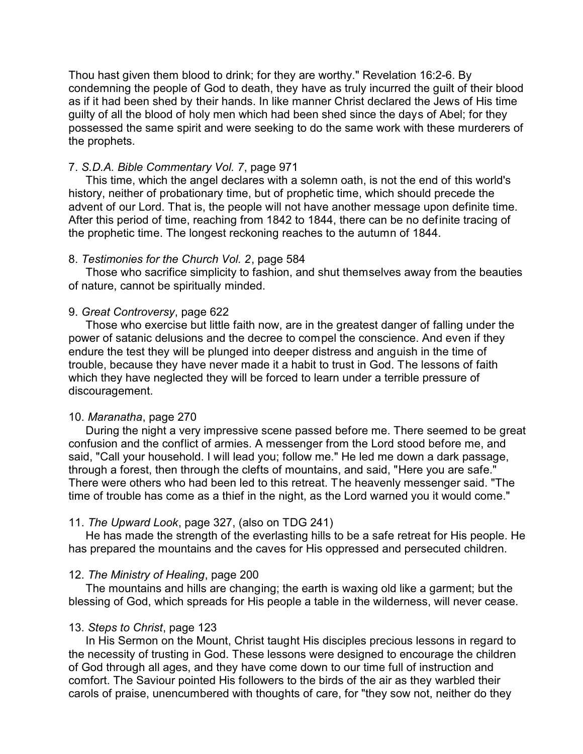Thou hast given them blood to drink; for they are worthy." Revelation 16:2-6. By condemning the people of God to death, they have as truly incurred the guilt of their blood as if it had been shed by their hands. In like manner Christ declared the Jews of His time guilty of all the blood of holy men which had been shed since the days of Abel; for they possessed the same spirit and were seeking to do the same work with these murderers of the prophets.

7. *S.D.A. Bible Commentary Vol. 7*, page 971

This time, which the angel declares with a solemn oath, is not the end of this world's history, neither of probationary time, but of prophetic time, which should precede the advent of our Lord. That is, the people will not have another message upon definite time. After this period of time, reaching from 1842 to 1844, there can be no definite tracing of the prophetic time. The longest reckoning reaches to the autumn of 1844.

8. *Testimonies for the Church Vol. 2*, page 584

Those who sacrifice simplicity to fashion, and shut themselves away from the beauties of nature, cannot be spiritually minded.

9. *Great Controversy*, page 622

Those who exercise but little faith now, are in the greatest danger of falling under the power of satanic delusions and the decree to compel the conscience. And even if they endure the test they will be plunged into deeper distress and anguish in the time of trouble, because they have never made it a habit to trust in God. The lessons of faith which they have neglected they will be forced to learn under a terrible pressure of discouragement.

10. *Maranatha*, page 270

During the night a very impressive scene passed before me. There seemed to be great confusion and the conflict of armies. A messenger from the Lord stood before me, and said, "Call your household. I will lead you; follow me." He led me down a dark passage, through a forest, then through the clefts of mountains, and said, "Here you are safe." There were others who had been led to this retreat. The heavenly messenger said. "The time of trouble has come as a thief in the night, as the Lord warned you it would come."

11. *The Upward Look*, page 327, (also on TDG 241)

He has made the strength of the everlasting hills to be a safe retreat for His people. He has prepared the mountains and the caves for His oppressed and persecuted children.

12. *The Ministry of Healing*, page 200

The mountains and hills are changing; the earth is waxing old like a garment; but the blessing of God, which spreads for His people a table in the wilderness, will never cease.

13. *Steps to Christ*, page 123

In His Sermon on the Mount, Christ taught His disciples precious lessons in regard to the necessity of trusting in God. These lessons were designed to encourage the children of God through all ages, and they have come down to our time full of instruction and comfort. The Saviour pointed His followers to the birds of the air as they warbled their carols of praise, unencumbered with thoughts of care, for "they sow not, neither do they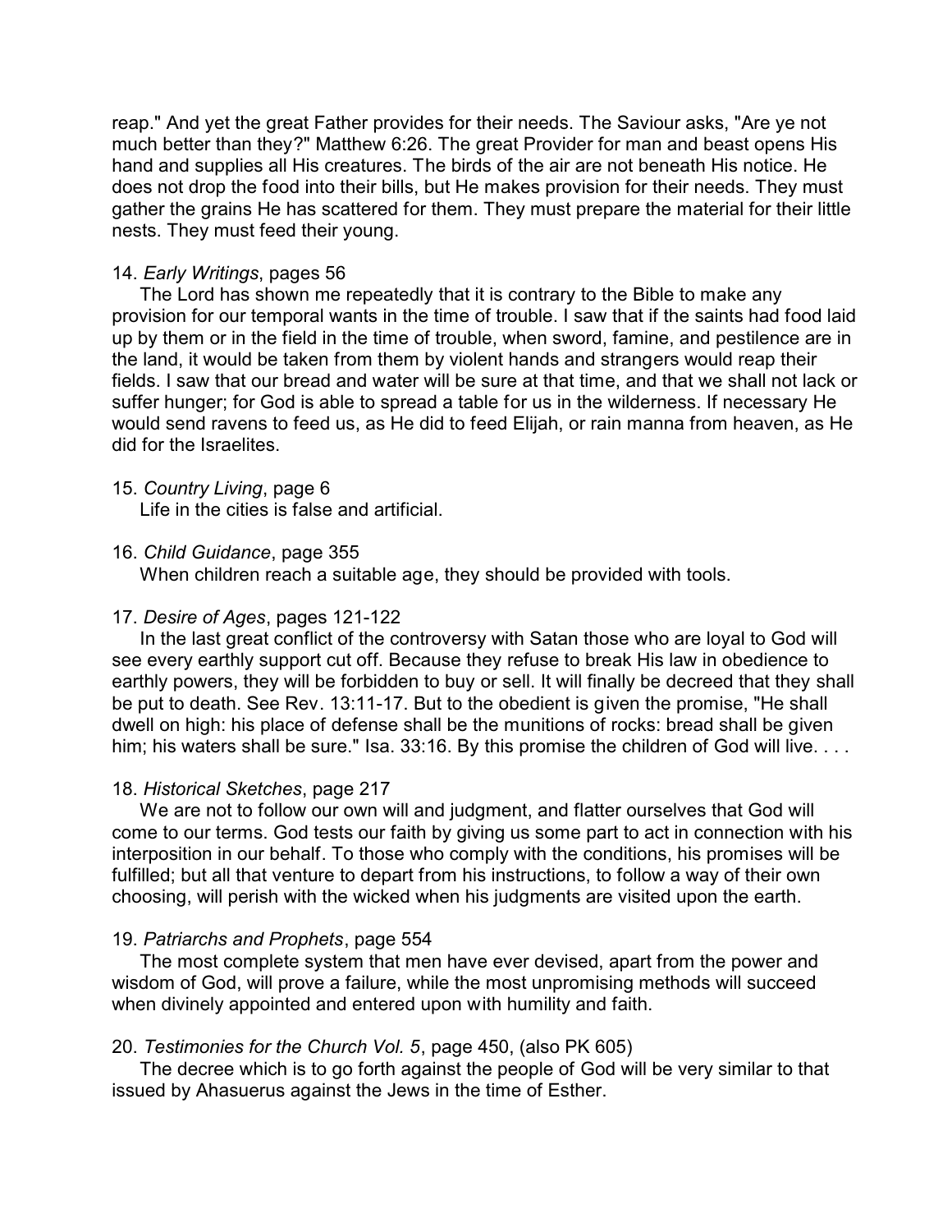reap." And yet the great Father provides for their needs. The Saviour asks, "Are ye not much better than they?" Matthew 6:26. The great Provider for man and beast opens His hand and supplies all His creatures. The birds of the air are not beneath His notice. He does not drop the food into their bills, but He makes provision for their needs. They must gather the grains He has scattered for them. They must prepare the material for their little nests. They must feed their young.

14. *Early Writings*, pages 56
    The Lord has shown me repeatedly that it is contrary to the Bible to make any provision for our temporal wants in the time of trouble. I saw that if the saints had food laid up by them or in the field in the time of trouble, when sword, famine, and pestilence are in the land, it would be taken from them by violent hands and strangers would reap their fields. I saw that our bread and water will be sure at that time, and that we shall not lack or suffer hunger; for God is able to spread a table for us in the wilderness. If necessary He would send ravens to feed us, as He did to feed Elijah, or rain manna from heaven, as He did for the Israelites.

15. *Country Living*, page 6
    Life in the cities is false and artificial.

16. *Child Guidance*, page 355
    When children reach a suitable age, they should be provided with tools.

17. *Desire of Ages*, pages 121-122
    In the last great conflict of the controversy with Satan those who are loyal to God will see every earthly support cut off. Because they refuse to break His law in obedience to earthly powers, they will be forbidden to buy or sell. It will finally be decreed that they shall be put to death. See Rev. 13:11-17. But to the obedient is given the promise, "He shall dwell on high: his place of defense shall be the munitions of rocks: bread shall be given him; his waters shall be sure." Isa. 33:16. By this promise the children of God will live. . . .

18. *Historical Sketches*, page 217
    We are not to follow our own will and judgment, and flatter ourselves that God will come to our terms. God tests our faith by giving us some part to act in connection with his interposition in our behalf. To those who comply with the conditions, his promises will be fulfilled; but all that venture to depart from his instructions, to follow a way of their own choosing, will perish with the wicked when his judgments are visited upon the earth.

19. *Patriarchs and Prophets*, page 554
    The most complete system that men have ever devised, apart from the power and wisdom of God, will prove a failure, while the most unpromising methods will succeed when divinely appointed and entered upon with humility and faith.

20. *Testimonies for the Church Vol. 5*, page 450, (also PK 605)
    The decree which is to go forth against the people of God will be very similar to that issued by Ahasuerus against the Jews in the time of Esther.